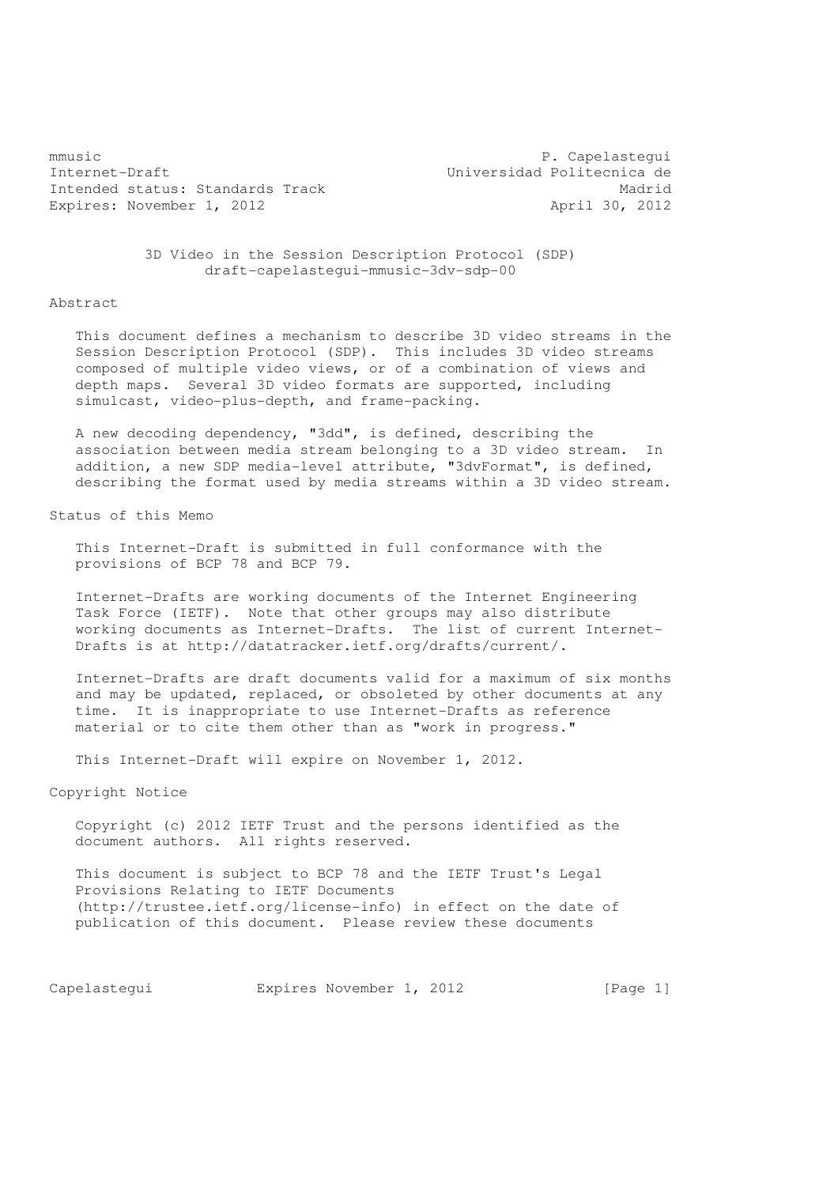mmusic P. Capelastegui
Internet-Draft Universidad Politecnica de Madrid
Intended status: Standards Track
Expires: November 1, 2012 April 30, 2012

# 3D Video in the Session Description Protocol (SDP)
## draft-capelastegui-mmusic-3dv-sdp-00

## Abstract

This document defines a mechanism to describe 3D video streams in the Session Description Protocol (SDP). This includes 3D video streams composed of multiple video views, or of a combination of views and depth maps. Several 3D video formats are supported, including simulcast, video-plus-depth, and frame-packing.

A new decoding dependency, "3dd", is defined, describing the association between media stream belonging to a 3D video stream. In addition, a new SDP media-level attribute, "3dvFormat", is defined, describing the format used by media streams within a 3D video stream.

## Status of this Memo

This Internet-Draft is submitted in full conformance with the provisions of BCP 78 and BCP 79.

Internet-Drafts are working documents of the Internet Engineering Task Force (IETF). Note that other groups may also distribute working documents as Internet-Drafts. The list of current Internet-Drafts is at http://datatracker.ietf.org/drafts/current/.

Internet-Drafts are draft documents valid for a maximum of six months and may be updated, replaced, or obsoleted by other documents at any time. It is inappropriate to use Internet-Drafts as reference material or to cite them other than as "work in progress."

This Internet-Draft will expire on November 1, 2012.

## Copyright Notice

Copyright (c) 2012 IETF Trust and the persons identified as the document authors. All rights reserved.

This document is subject to BCP 78 and the IETF Trust's Legal Provisions Relating to IETF Documents (http://trustee.ietf.org/license-info) in effect on the date of publication of this document. Please review these documents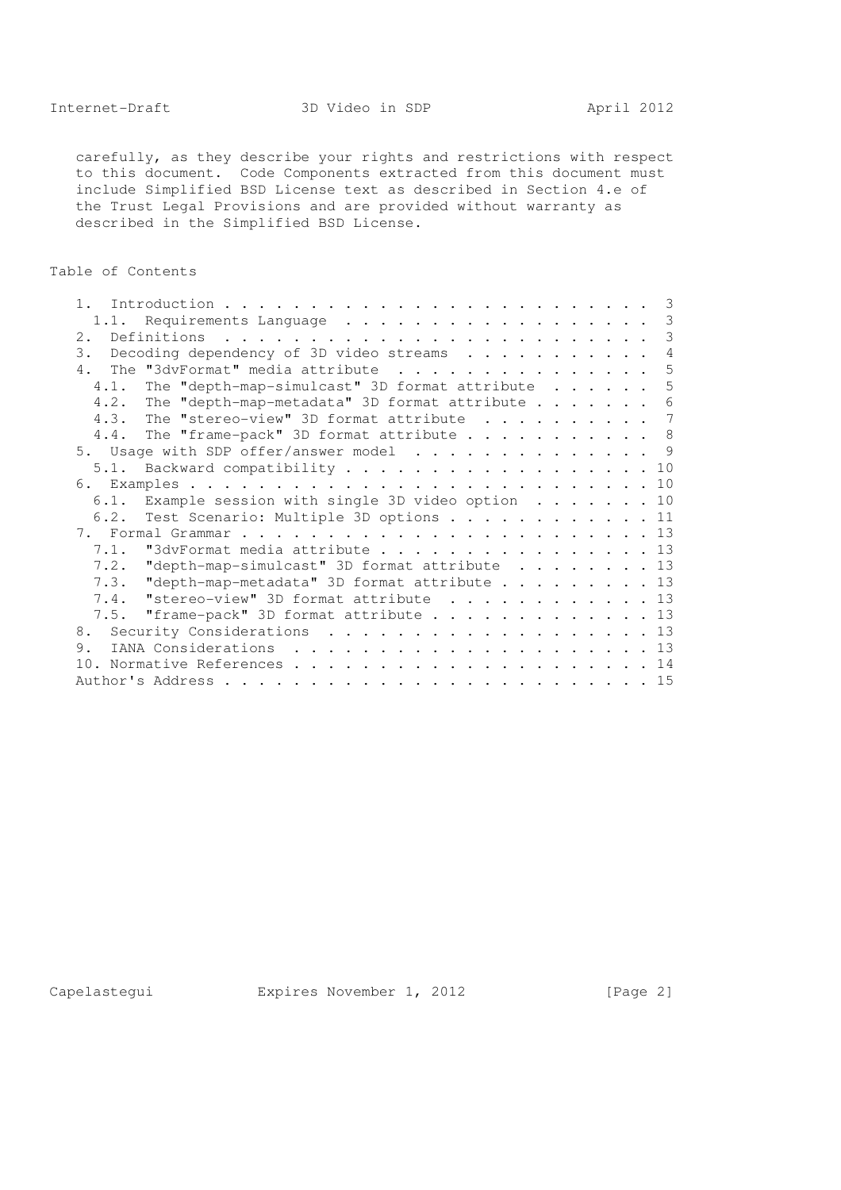carefully, as they describe your rights and restrictions with respect to this document. Code Components extracted from this document must include Simplified BSD License text as described in Section 4.e of the Trust Legal Provisions and are provided without warranty as described in the Simplified BSD License.

## Table of Contents

```
   1.  Introduction . . . . . . . . . . . . . . . . . . . . . . . . .  3
     1.1.  Requirements Language  . . . . . . . . . . . . . . . . . .  3
   2.  Definitions  . . . . . . . . . . . . . . . . . . . . . . . . .  3
   3.  Decoding dependency of 3D video streams  . . . . . . . . . . .  4
   4.  The "3dvFormat" media attribute  . . . . . . . . . . . . . . .  5
     4.1.  The "depth-map-simulcast" 3D format attribute  . . . . . .  5
     4.2.  The "depth-map-metadata" 3D format attribute . . . . . . .  6
     4.3.  The "stereo-view" 3D format attribute  . . . . . . . . . .  7
     4.4.  The "frame-pack" 3D format attribute . . . . . . . . . . .  8
   5.  Usage with SDP offer/answer model  . . . . . . . . . . . . . .  9
     5.1.  Backward compatibility . . . . . . . . . . . . . . . . . . 10
   6.  Examples . . . . . . . . . . . . . . . . . . . . . . . . . . . 10
     6.1.  Example session with single 3D video option  . . . . . . . 10
     6.2.  Test Scenario: Multiple 3D options . . . . . . . . . . . . 11
   7.  Formal Grammar . . . . . . . . . . . . . . . . . . . . . . . . 13
     7.1.  "3dvFormat media attribute . . . . . . . . . . . . . . . . 13
     7.2.  "depth-map-simulcast" 3D format attribute  . . . . . . . . 13
     7.3.  "depth-map-metadata" 3D format attribute . . . . . . . . . 13
     7.4.  "stereo-view" 3D format attribute  . . . . . . . . . . . . 13
     7.5.  "frame-pack" 3D format attribute . . . . . . . . . . . . . 13
   8.  Security Considerations  . . . . . . . . . . . . . . . . . . . 13
   9.  IANA Considerations  . . . . . . . . . . . . . . . . . . . . . 13
   10. Normative References . . . . . . . . . . . . . . . . . . . . . 14
   Author's Address . . . . . . . . . . . . . . . . . . . . . . . . . 15
```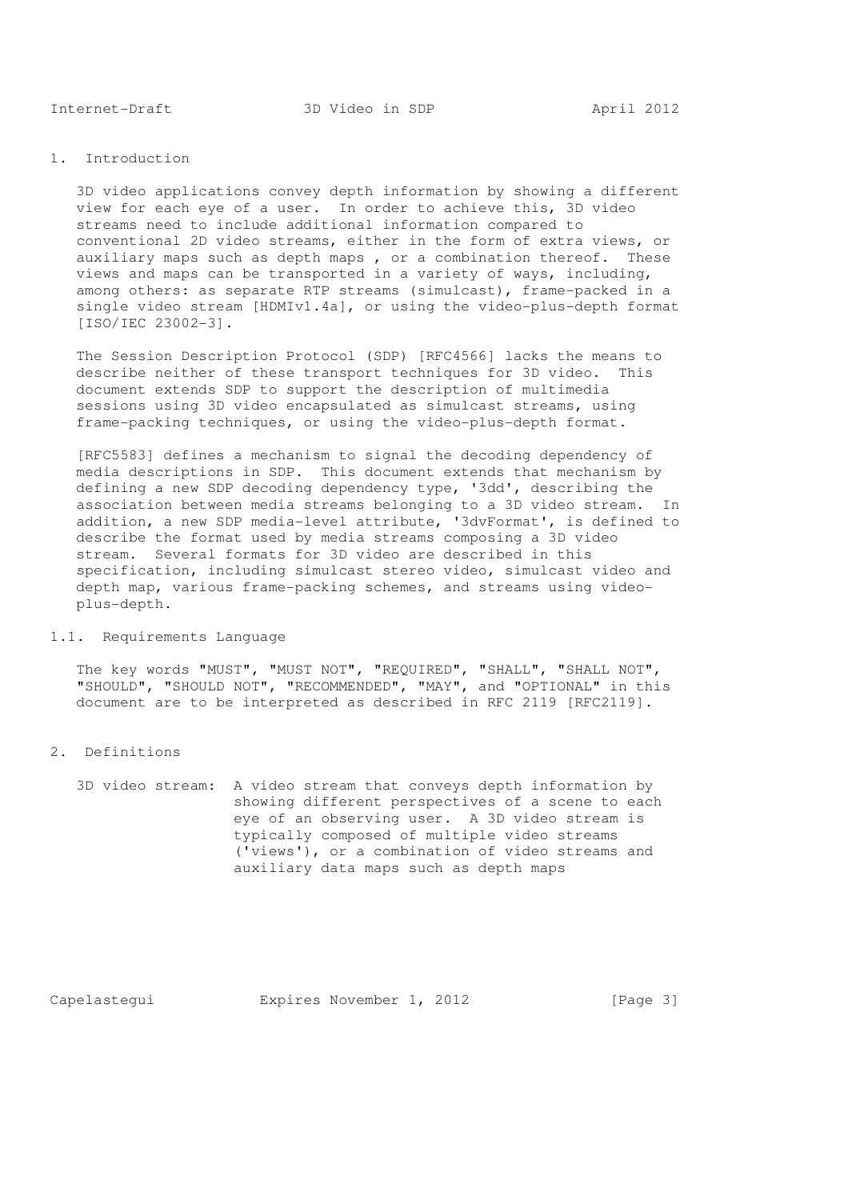# 1. Introduction

3D video applications convey depth information by showing a different view for each eye of a user. In order to achieve this, 3D video streams need to include additional information compared to conventional 2D video streams, either in the form of extra views, or auxiliary maps such as depth maps , or a combination thereof. These views and maps can be transported in a variety of ways, including, among others: as separate RTP streams (simulcast), frame-packed in a single video stream [HDMIv1.4a], or using the video-plus-depth format [ISO/IEC 23002-3].

The Session Description Protocol (SDP) [RFC4566] lacks the means to describe neither of these transport techniques for 3D video. This document extends SDP to support the description of multimedia sessions using 3D video encapsulated as simulcast streams, using frame-packing techniques, or using the video-plus-depth format.

[RFC5583] defines a mechanism to signal the decoding dependency of media descriptions in SDP. This document extends that mechanism by defining a new SDP decoding dependency type, '3dd', describing the association between media streams belonging to a 3D video stream. In addition, a new SDP media-level attribute, '3dvFormat', is defined to describe the format used by media streams composing a 3D video stream. Several formats for 3D video are described in this specification, including simulcast stereo video, simulcast video and depth map, various frame-packing schemes, and streams using video-plus-depth.

## 1.1. Requirements Language

The key words "MUST", "MUST NOT", "REQUIRED", "SHALL", "SHALL NOT", "SHOULD", "SHOULD NOT", "RECOMMENDED", "MAY", and "OPTIONAL" in this document are to be interpreted as described in RFC 2119 [RFC2119].

# 2. Definitions

3D video stream: A video stream that conveys depth information by showing different perspectives of a scene to each eye of an observing user. A 3D video stream is typically composed of multiple video streams ('views'), or a combination of video streams and auxiliary data maps such as depth maps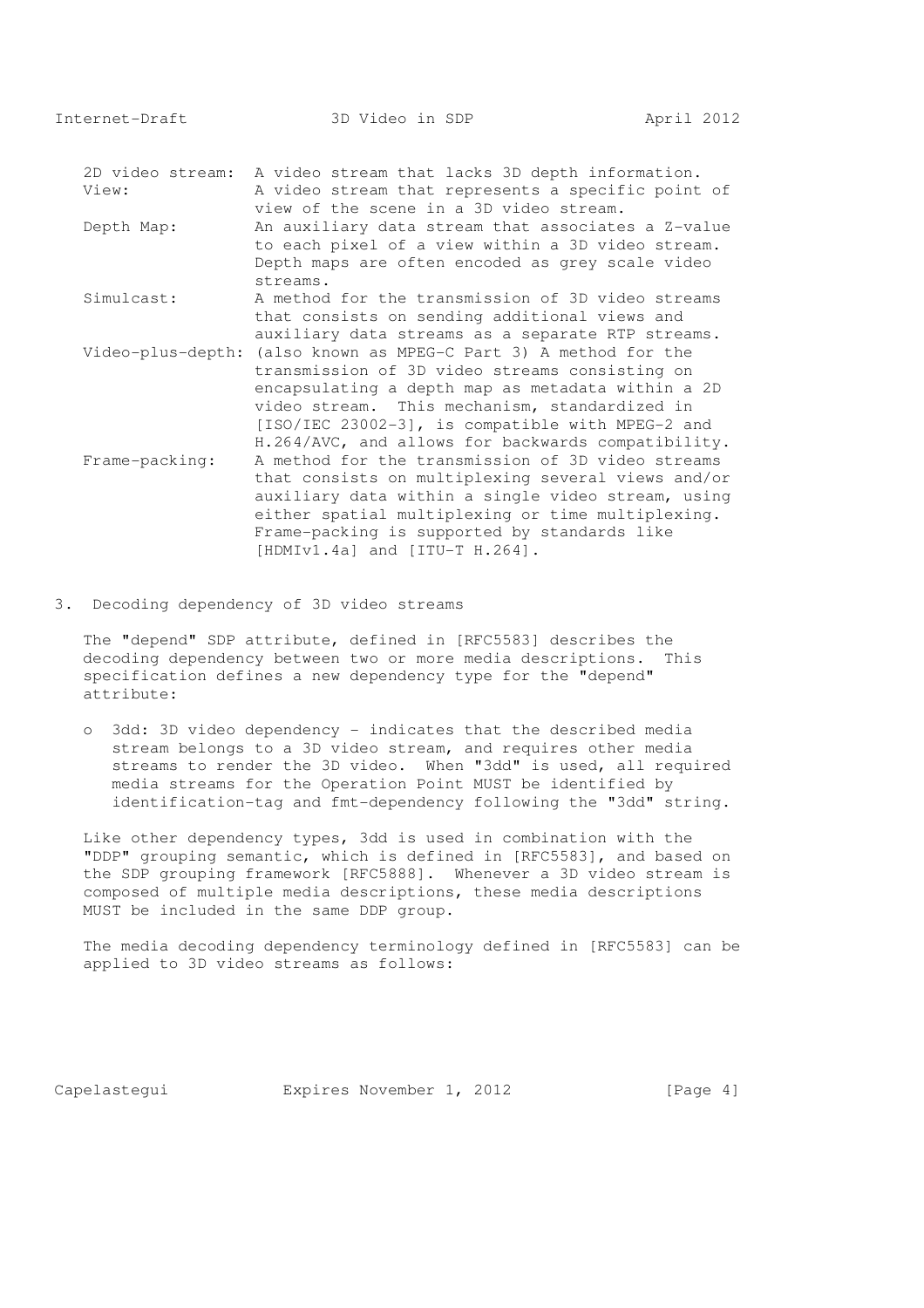2D video stream: A video stream that lacks 3D depth information.

View: A video stream that represents a specific point of view of the scene in a 3D video stream.

Depth Map: An auxiliary data stream that associates a Z-value to each pixel of a view within a 3D video stream. Depth maps are often encoded as grey scale video streams.

Simulcast: A method for the transmission of 3D video streams that consists on sending additional views and auxiliary data streams as a separate RTP streams.

Video-plus-depth: (also known as MPEG-C Part 3) A method for the transmission of 3D video streams consisting on encapsulating a depth map as metadata within a 2D video stream. This mechanism, standardized in [ISO/IEC 23002-3], is compatible with MPEG-2 and H.264/AVC, and allows for backwards compatibility.

Frame-packing: A method for the transmission of 3D video streams that consists on multiplexing several views and/or auxiliary data within a single video stream, using either spatial multiplexing or time multiplexing. Frame-packing is supported by standards like [HDMIv1.4a] and [ITU-T H.264].

## 3. Decoding dependency of 3D video streams

The "depend" SDP attribute, defined in [RFC5583] describes the decoding dependency between two or more media descriptions. This specification defines a new dependency type for the "depend" attribute:

- 3dd: 3D video dependency - indicates that the described media stream belongs to a 3D video stream, and requires other media streams to render the 3D video. When "3dd" is used, all required media streams for the Operation Point MUST be identified by identification-tag and fmt-dependency following the "3dd" string.

Like other dependency types, 3dd is used in combination with the "DDP" grouping semantic, which is defined in [RFC5583], and based on the SDP grouping framework [RFC5888]. Whenever a 3D video stream is composed of multiple media descriptions, these media descriptions MUST be included in the same DDP group.

The media decoding dependency terminology defined in [RFC5583] can be applied to 3D video streams as follows: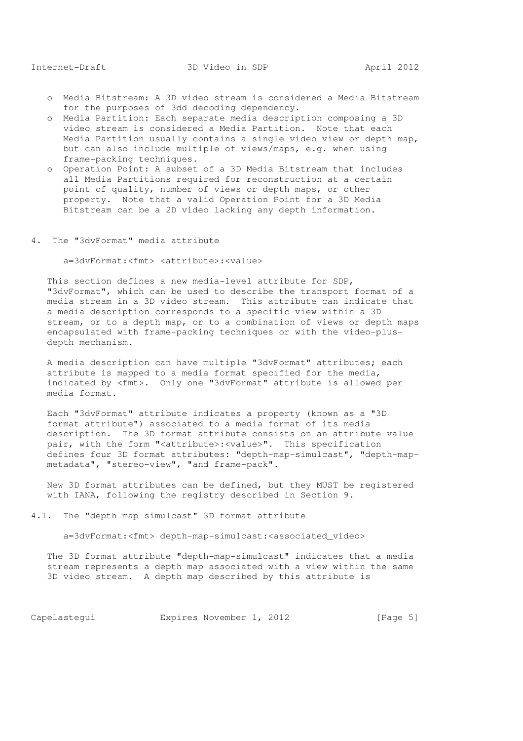- Media Bitstream: A 3D video stream is considered a Media Bitstream for the purposes of 3dd decoding dependency.
- Media Partition: Each separate media description composing a 3D video stream is considered a Media Partition. Note that each Media Partition usually contains a single video view or depth map, but can also include multiple of views/maps, e.g. when using frame-packing techniques.
- Operation Point: A subset of a 3D Media Bitstream that includes all Media Partitions required for reconstruction at a certain point of quality, number of views or depth maps, or other property. Note that a valid Operation Point for a 3D Media Bitstream can be a 2D video lacking any depth information.

## 4. The "3dvFormat" media attribute

```
a=3dvFormat:<fmt> <attribute>:<value>
```

This section defines a new media-level attribute for SDP, "3dvFormat", which can be used to describe the transport format of a media stream in a 3D video stream. This attribute can indicate that a media description corresponds to a specific view within a 3D stream, or to a depth map, or to a combination of views or depth maps encapsulated with frame-packing techniques or with the video-plus-depth mechanism.

A media description can have multiple "3dvFormat" attributes; each attribute is mapped to a media format specified for the media, indicated by <fmt>. Only one "3dvFormat" attribute is allowed per media format.

Each "3dvFormat" attribute indicates a property (known as a "3D format attribute") associated to a media format of its media description. The 3D format attribute consists on an attribute-value pair, with the form "<attribute>:<value>". This specification defines four 3D format attributes: "depth-map-simulcast", "depth-map-metadata", "stereo-view", "and frame-pack".

New 3D format attributes can be defined, but they MUST be registered with IANA, following the registry described in Section 9.

### 4.1. The "depth-map-simulcast" 3D format attribute

```
a=3dvFormat:<fmt> depth-map-simulcast:<associated_video>
```

The 3D format attribute "depth-map-simulcast" indicates that a media stream represents a depth map associated with a view within the same 3D video stream. A depth map described by this attribute is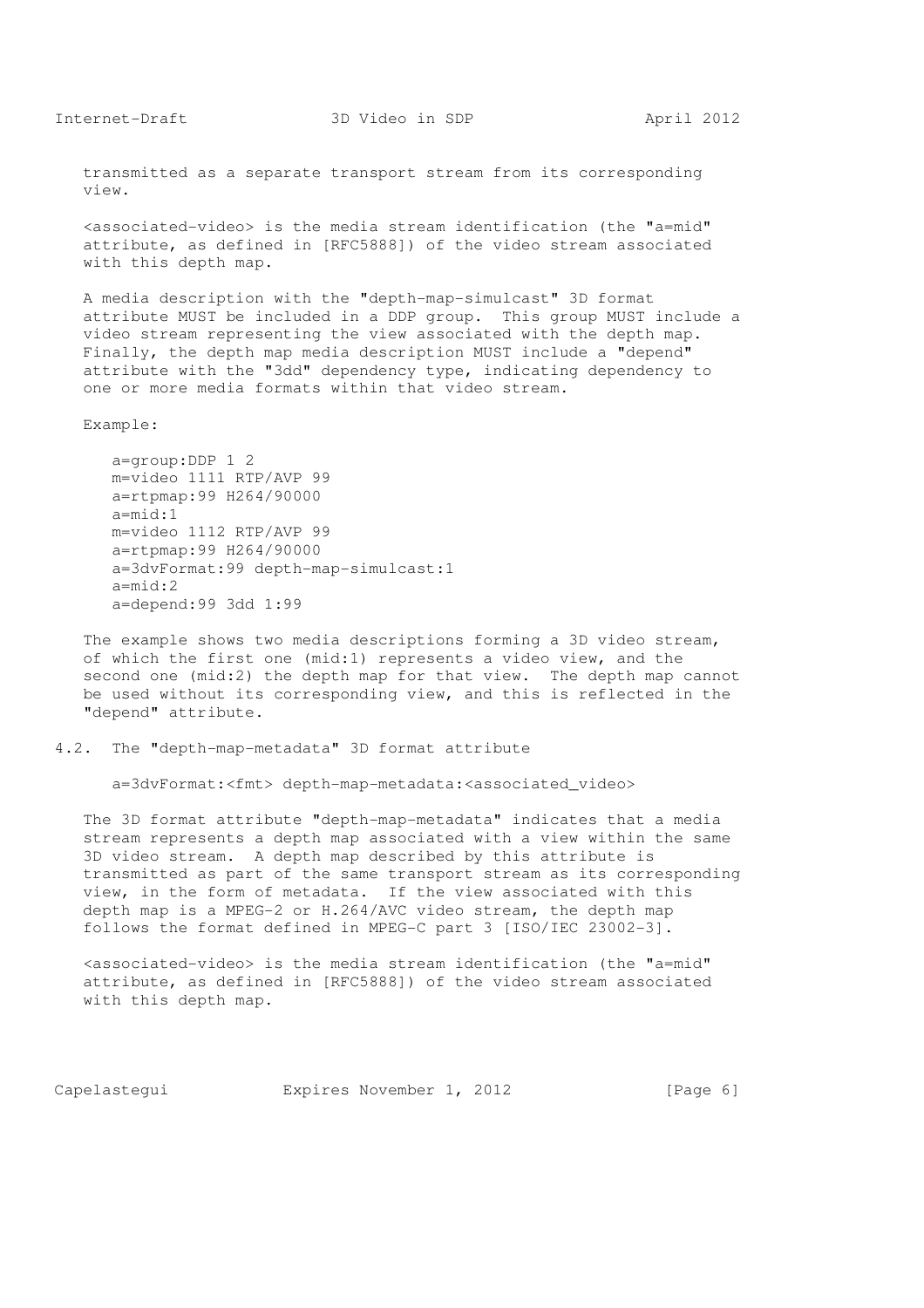transmitted as a separate transport stream from its corresponding view.

<associated-video> is the media stream identification (the "a=mid" attribute, as defined in [RFC5888]) of the video stream associated with this depth map.

A media description with the "depth-map-simulcast" 3D format attribute MUST be included in a DDP group. This group MUST include a video stream representing the view associated with the depth map. Finally, the depth map media description MUST include a "depend" attribute with the "3dd" dependency type, indicating dependency to one or more media formats within that video stream.

Example:

```
a=group:DDP 1 2
m=video 1111 RTP/AVP 99
a=rtpmap:99 H264/90000
a=mid:1
m=video 1112 RTP/AVP 99
a=rtpmap:99 H264/90000
a=3dvFormat:99 depth-map-simulcast:1
a=mid:2
a=depend:99 3dd 1:99
```

The example shows two media descriptions forming a 3D video stream, of which the first one (mid:1) represents a video view, and the second one (mid:2) the depth map for that view. The depth map cannot be used without its corresponding view, and this is reflected in the "depend" attribute.

## 4.2. The "depth-map-metadata" 3D format attribute

```
a=3dvFormat:<fmt> depth-map-metadata:<associated_video>
```

The 3D format attribute "depth-map-metadata" indicates that a media stream represents a depth map associated with a view within the same 3D video stream. A depth map described by this attribute is transmitted as part of the same transport stream as its corresponding view, in the form of metadata. If the view associated with this depth map is a MPEG-2 or H.264/AVC video stream, the depth map follows the format defined in MPEG-C part 3 [ISO/IEC 23002-3].

<associated-video> is the media stream identification (the "a=mid" attribute, as defined in [RFC5888]) of the video stream associated with this depth map.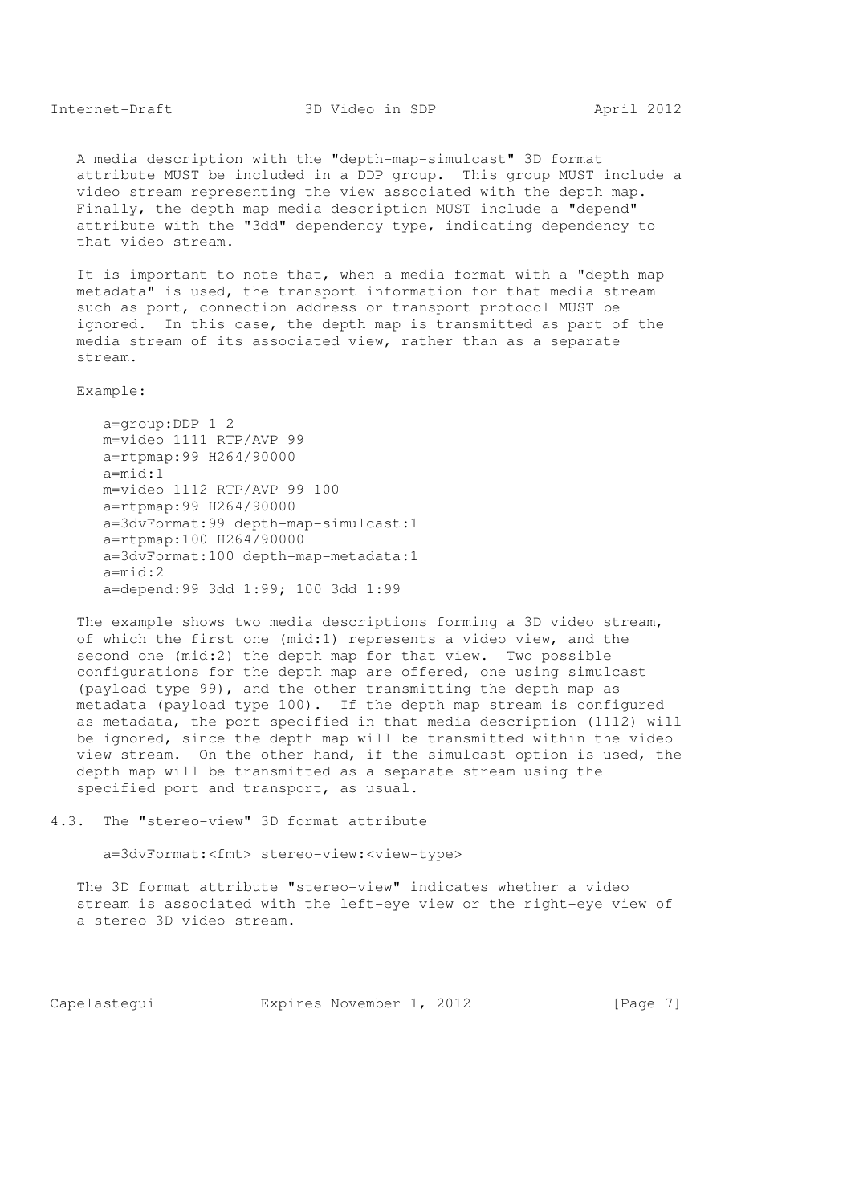A media description with the "depth-map-simulcast" 3D format attribute MUST be included in a DDP group. This group MUST include a video stream representing the view associated with the depth map. Finally, the depth map media description MUST include a "depend" attribute with the "3dd" dependency type, indicating dependency to that video stream.

It is important to note that, when a media format with a "depth-map-metadata" is used, the transport information for that media stream such as port, connection address or transport protocol MUST be ignored. In this case, the depth map is transmitted as part of the media stream of its associated view, rather than as a separate stream.

Example:

```
a=group:DDP 1 2
m=video 1111 RTP/AVP 99
a=rtpmap:99 H264/90000
a=mid:1
m=video 1112 RTP/AVP 99 100
a=rtpmap:99 H264/90000
a=3dvFormat:99 depth-map-simulcast:1
a=rtpmap:100 H264/90000
a=3dvFormat:100 depth-map-metadata:1
a=mid:2
a=depend:99 3dd 1:99; 100 3dd 1:99
```

The example shows two media descriptions forming a 3D video stream, of which the first one (mid:1) represents a video view, and the second one (mid:2) the depth map for that view. Two possible configurations for the depth map are offered, one using simulcast (payload type 99), and the other transmitting the depth map as metadata (payload type 100). If the depth map stream is configured as metadata, the port specified in that media description (1112) will be ignored, since the depth map will be transmitted within the video view stream. On the other hand, if the simulcast option is used, the depth map will be transmitted as a separate stream using the specified port and transport, as usual.

## 4.3. The "stereo-view" 3D format attribute

```
a=3dvFormat:<fmt> stereo-view:<view-type>
```

The 3D format attribute "stereo-view" indicates whether a video stream is associated with the left-eye view or the right-eye view of a stereo 3D video stream.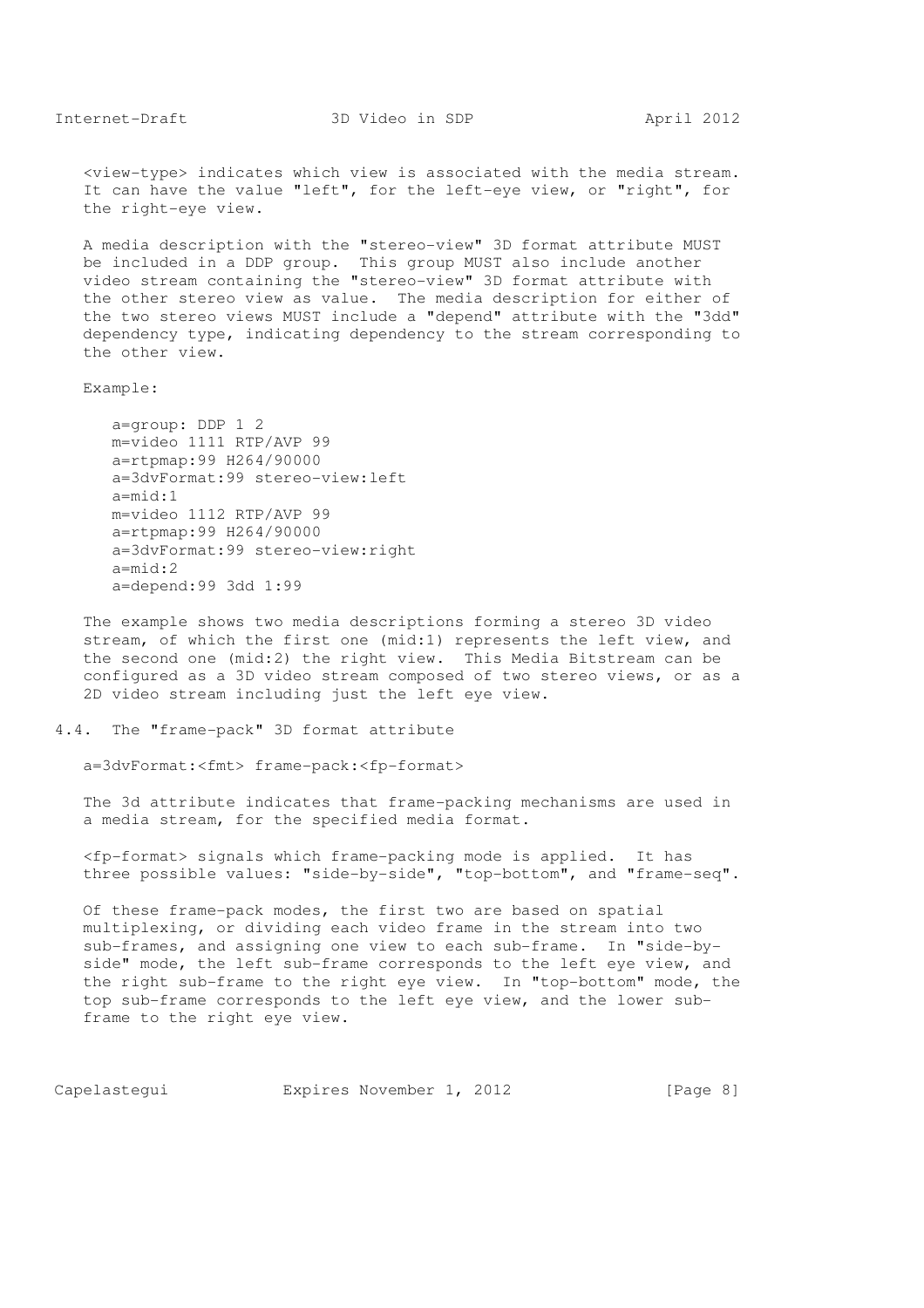<view-type> indicates which view is associated with the media stream. It can have the value "left", for the left-eye view, or "right", for the right-eye view.

A media description with the "stereo-view" 3D format attribute MUST be included in a DDP group. This group MUST also include another video stream containing the "stereo-view" 3D format attribute with the other stereo view as value. The media description for either of the two stereo views MUST include a "depend" attribute with the "3dd" dependency type, indicating dependency to the stream corresponding to the other view.

Example:

```
a=group: DDP 1 2
m=video 1111 RTP/AVP 99
a=rtpmap:99 H264/90000
a=3dvFormat:99 stereo-view:left
a=mid:1
m=video 1112 RTP/AVP 99
a=rtpmap:99 H264/90000
a=3dvFormat:99 stereo-view:right
a=mid:2
a=depend:99 3dd 1:99
```

The example shows two media descriptions forming a stereo 3D video stream, of which the first one (mid:1) represents the left view, and the second one (mid:2) the right view. This Media Bitstream can be configured as a 3D video stream composed of two stereo views, or as a 2D video stream including just the left eye view.

## 4.4. The "frame-pack" 3D format attribute

```
a=3dvFormat:<fmt> frame-pack:<fp-format>
```

The 3d attribute indicates that frame-packing mechanisms are used in a media stream, for the specified media format.

<fp-format> signals which frame-packing mode is applied. It has three possible values: "side-by-side", "top-bottom", and "frame-seq".

Of these frame-pack modes, the first two are based on spatial multiplexing, or dividing each video frame in the stream into two sub-frames, and assigning one view to each sub-frame. In "side-by-side" mode, the left sub-frame corresponds to the left eye view, and the right sub-frame to the right eye view. In "top-bottom" mode, the top sub-frame corresponds to the left eye view, and the lower sub-frame to the right eye view.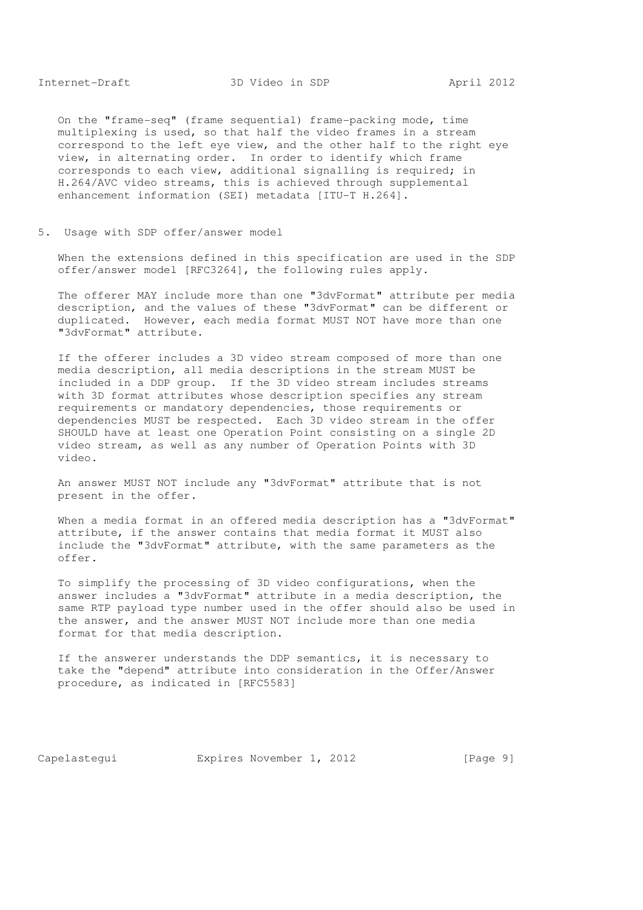On the "frame-seq" (frame sequential) frame-packing mode, time multiplexing is used, so that half the video frames in a stream correspond to the left eye view, and the other half to the right eye view, in alternating order. In order to identify which frame corresponds to each view, additional signalling is required; in H.264/AVC video streams, this is achieved through supplemental enhancement information (SEI) metadata [ITU-T H.264].

## 5. Usage with SDP offer/answer model

When the extensions defined in this specification are used in the SDP offer/answer model [RFC3264], the following rules apply.

The offerer MAY include more than one "3dvFormat" attribute per media description, and the values of these "3dvFormat" can be different or duplicated. However, each media format MUST NOT have more than one "3dvFormat" attribute.

If the offerer includes a 3D video stream composed of more than one media description, all media descriptions in the stream MUST be included in a DDP group. If the 3D video stream includes streams with 3D format attributes whose description specifies any stream requirements or mandatory dependencies, those requirements or dependencies MUST be respected. Each 3D video stream in the offer SHOULD have at least one Operation Point consisting on a single 2D video stream, as well as any number of Operation Points with 3D video.

An answer MUST NOT include any "3dvFormat" attribute that is not present in the offer.

When a media format in an offered media description has a "3dvFormat" attribute, if the answer contains that media format it MUST also include the "3dvFormat" attribute, with the same parameters as the offer.

To simplify the processing of 3D video configurations, when the answer includes a "3dvFormat" attribute in a media description, the same RTP payload type number used in the offer should also be used in the answer, and the answer MUST NOT include more than one media format for that media description.

If the answerer understands the DDP semantics, it is necessary to take the "depend" attribute into consideration in the Offer/Answer procedure, as indicated in [RFC5583]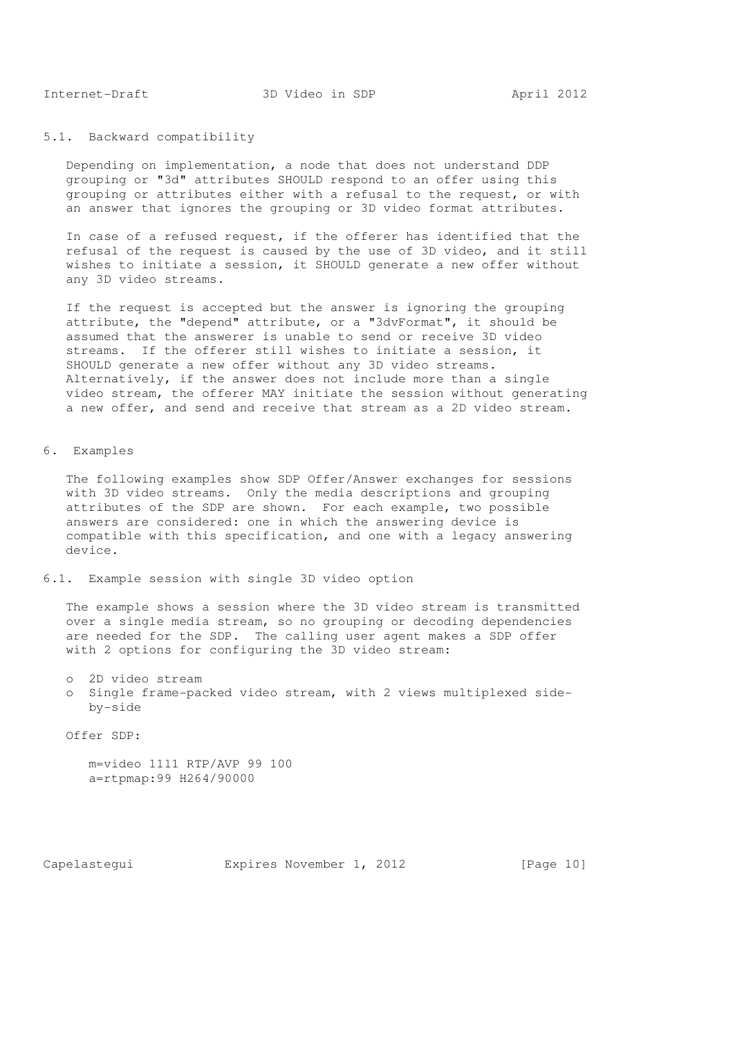### 5.1. Backward compatibility

Depending on implementation, a node that does not understand DDP grouping or "3d" attributes SHOULD respond to an offer using this grouping or attributes either with a refusal to the request, or with an answer that ignores the grouping or 3D video format attributes.

In case of a refused request, if the offerer has identified that the refusal of the request is caused by the use of 3D video, and it still wishes to initiate a session, it SHOULD generate a new offer without any 3D video streams.

If the request is accepted but the answer is ignoring the grouping attribute, the "depend" attribute, or a "3dvFormat", it should be assumed that the answerer is unable to send or receive 3D video streams. If the offerer still wishes to initiate a session, it SHOULD generate a new offer without any 3D video streams. Alternatively, if the answer does not include more than a single video stream, the offerer MAY initiate the session without generating a new offer, and send and receive that stream as a 2D video stream.

## 6. Examples

The following examples show SDP Offer/Answer exchanges for sessions with 3D video streams. Only the media descriptions and grouping attributes of the SDP are shown. For each example, two possible answers are considered: one in which the answering device is compatible with this specification, and one with a legacy answering device.

### 6.1. Example session with single 3D video option

The example shows a session where the 3D video stream is transmitted over a single media stream, so no grouping or decoding dependencies are needed for the SDP. The calling user agent makes a SDP offer with 2 options for configuring the 3D video stream:

- 2D video stream
- Single frame-packed video stream, with 2 views multiplexed side-by-side

Offer SDP:

```
m=video 1111 RTP/AVP 99 100
a=rtpmap:99 H264/90000
```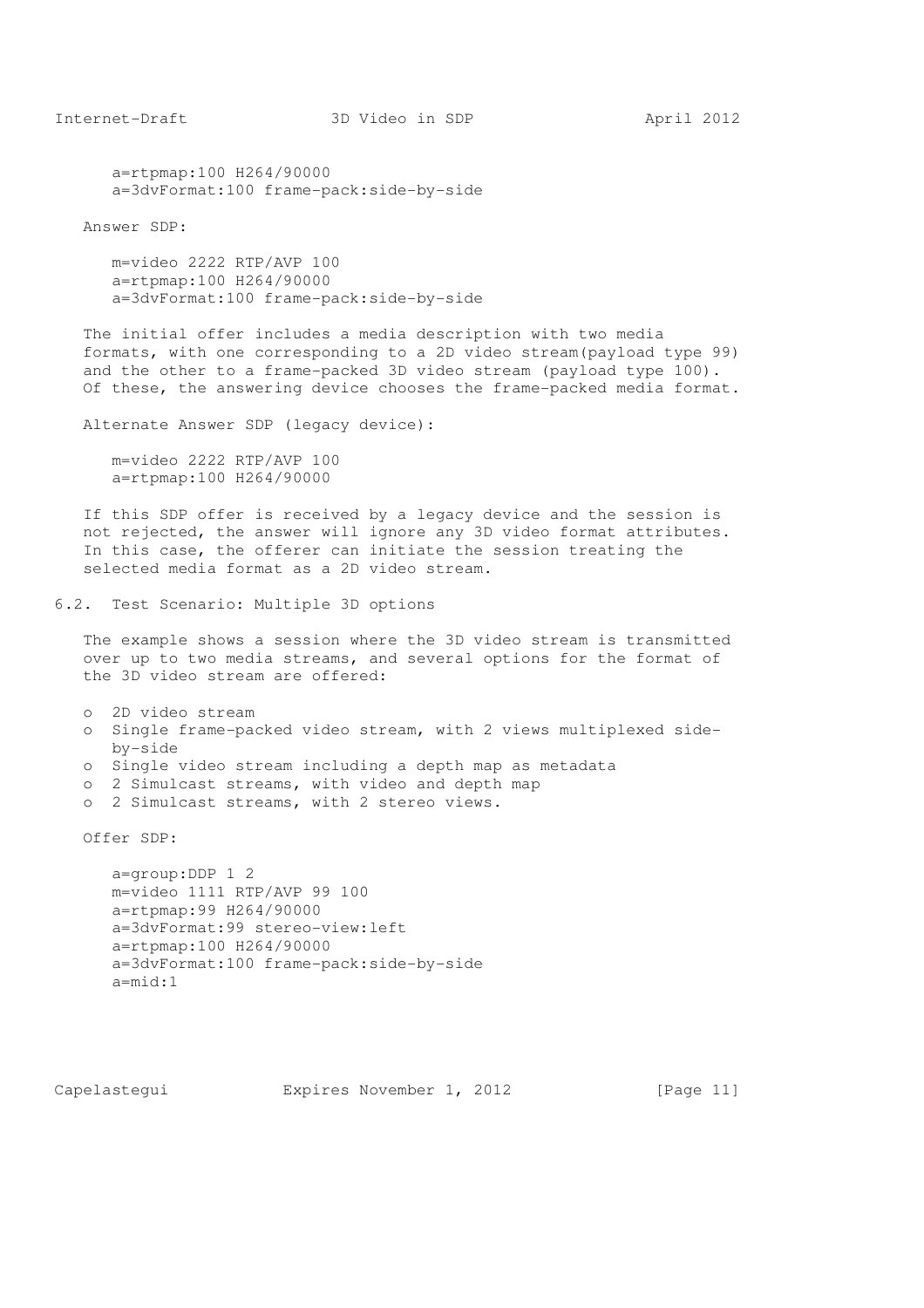```
a=rtpmap:100 H264/90000
a=3dvFormat:100 frame-pack:side-by-side
```

Answer SDP:

```
m=video 2222 RTP/AVP 100
a=rtpmap:100 H264/90000
a=3dvFormat:100 frame-pack:side-by-side
```

The initial offer includes a media description with two media formats, with one corresponding to a 2D video stream(payload type 99) and the other to a frame-packed 3D video stream (payload type 100). Of these, the answering device chooses the frame-packed media format.

Alternate Answer SDP (legacy device):

```
m=video 2222 RTP/AVP 100
a=rtpmap:100 H264/90000
```

If this SDP offer is received by a legacy device and the session is not rejected, the answer will ignore any 3D video format attributes. In this case, the offerer can initiate the session treating the selected media format as a 2D video stream.

## 6.2. Test Scenario: Multiple 3D options

The example shows a session where the 3D video stream is transmitted over up to two media streams, and several options for the format of the 3D video stream are offered:

- 2D video stream
- Single frame-packed video stream, with 2 views multiplexed side-by-side
- Single video stream including a depth map as metadata
- 2 Simulcast streams, with video and depth map
- 2 Simulcast streams, with 2 stereo views.

Offer SDP:

```
a=group:DDP 1 2
m=video 1111 RTP/AVP 99 100
a=rtpmap:99 H264/90000
a=3dvFormat:99 stereo-view:left
a=rtpmap:100 H264/90000
a=3dvFormat:100 frame-pack:side-by-side
a=mid:1
```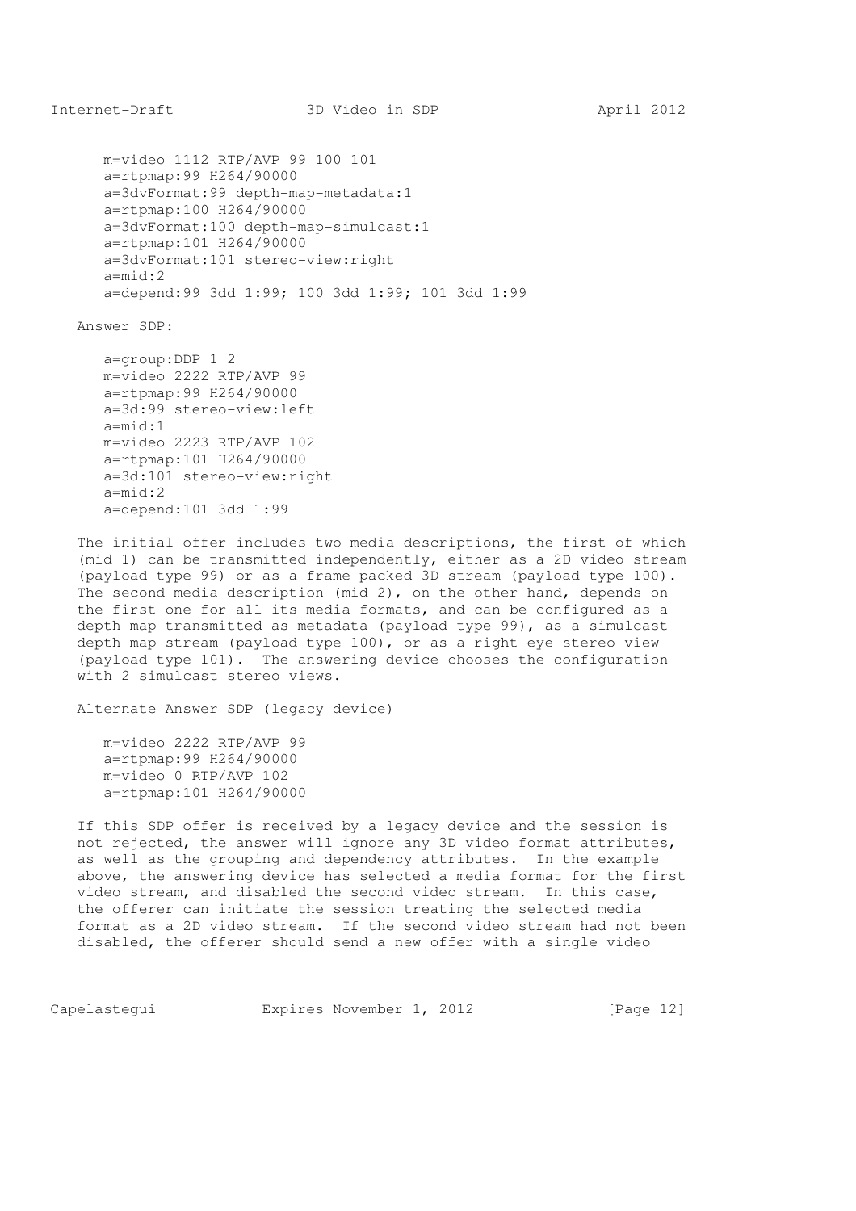```
m=video 1112 RTP/AVP 99 100 101
a=rtpmap:99 H264/90000
a=3dvFormat:99 depth-map-metadata:1
a=rtpmap:100 H264/90000
a=3dvFormat:100 depth-map-simulcast:1
a=rtpmap:101 H264/90000
a=3dvFormat:101 stereo-view:right
a=mid:2
a=depend:99 3dd 1:99; 100 3dd 1:99; 101 3dd 1:99
```

Answer SDP:

```
a=group:DDP 1 2
m=video 2222 RTP/AVP 99
a=rtpmap:99 H264/90000
a=3d:99 stereo-view:left
a=mid:1
m=video 2223 RTP/AVP 102
a=rtpmap:101 H264/90000
a=3d:101 stereo-view:right
a=mid:2
a=depend:101 3dd 1:99
```

The initial offer includes two media descriptions, the first of which (mid 1) can be transmitted independently, either as a 2D video stream (payload type 99) or as a frame-packed 3D stream (payload type 100). The second media description (mid 2), on the other hand, depends on the first one for all its media formats, and can be configured as a depth map transmitted as metadata (payload type 99), as a simulcast depth map stream (payload type 100), or as a right-eye stereo view (payload-type 101). The answering device chooses the configuration with 2 simulcast stereo views.

Alternate Answer SDP (legacy device)

```
m=video 2222 RTP/AVP 99
a=rtpmap:99 H264/90000
m=video 0 RTP/AVP 102
a=rtpmap:101 H264/90000
```

If this SDP offer is received by a legacy device and the session is not rejected, the answer will ignore any 3D video format attributes, as well as the grouping and dependency attributes. In the example above, the answering device has selected a media format for the first video stream, and disabled the second video stream. In this case, the offerer can initiate the session treating the selected media format as a 2D video stream. If the second video stream had not been disabled, the offerer should send a new offer with a single video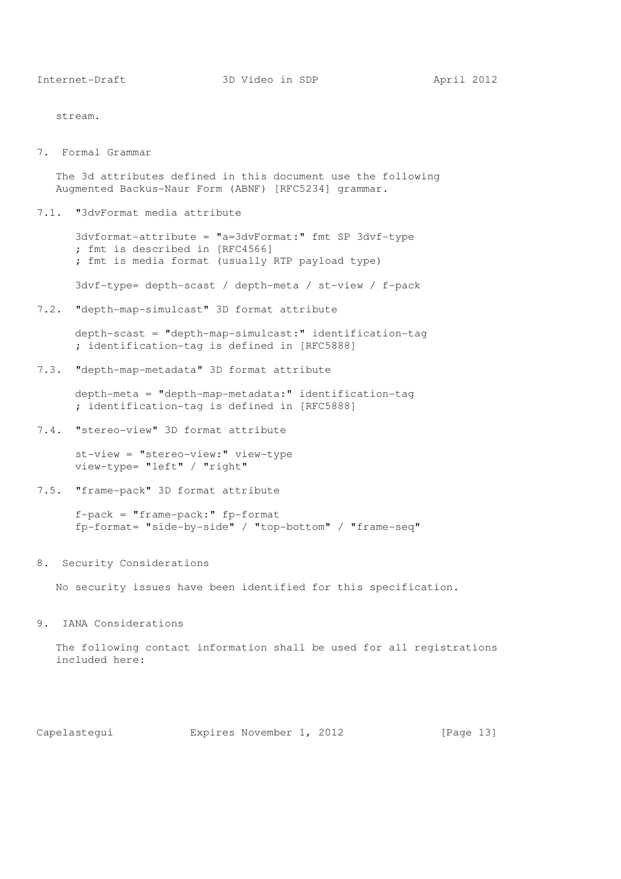stream.

## 7. Formal Grammar

The 3d attributes defined in this document use the following Augmented Backus-Naur Form (ABNF) [RFC5234] grammar.

### 7.1. "3dvFormat media attribute

```
3dvformat-attribute = "a=3dvFormat:" fmt SP 3dvf-type
; fmt is described in [RFC4566]
; fmt is media format (usually RTP payload type)

3dvf-type= depth-scast / depth-meta / st-view / f-pack
```

### 7.2. "depth-map-simulcast" 3D format attribute

```
depth-scast = "depth-map-simulcast:" identification-tag
; identification-tag is defined in [RFC5888]
```

### 7.3. "depth-map-metadata" 3D format attribute

```
depth-meta = "depth-map-metadata:" identification-tag
; identification-tag is defined in [RFC5888]
```

### 7.4. "stereo-view" 3D format attribute

```
st-view = "stereo-view:" view-type
view-type= "left" / "right"
```

### 7.5. "frame-pack" 3D format attribute

```
f-pack = "frame-pack:" fp-format
fp-format= "side-by-side" / "top-bottom" / "frame-seq"
```

## 8. Security Considerations

No security issues have been identified for this specification.

## 9. IANA Considerations

The following contact information shall be used for all registrations included here: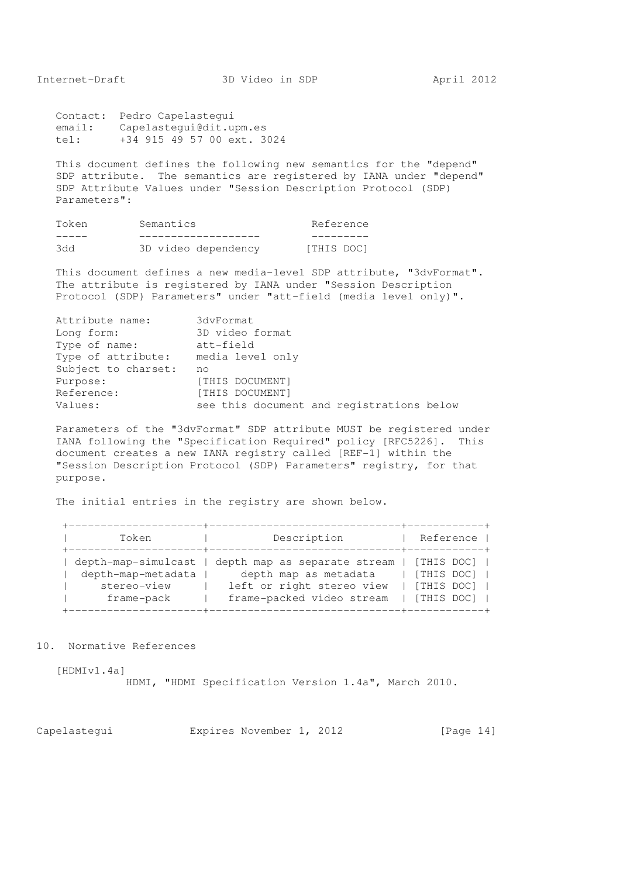Contact: Pedro Capelastegui
email: Capelastegui@dit.upm.es
tel: +34 915 49 57 00 ext. 3024

This document defines the following new semantics for the "depend" SDP attribute. The semantics are registered by IANA under "depend" SDP Attribute Values under "Session Description Protocol (SDP) Parameters":

| Token | Semantics | Reference |
| --- | --- | --- |
| 3dd | 3D video dependency | [THIS DOC] |

This document defines a new media-level SDP attribute, "3dvFormat". The attribute is registered by IANA under "Session Description Protocol (SDP) Parameters" under "att-field (media level only)".

```
Attribute name:       3dvFormat
Long form:            3D video format
Type of name:         att-field
Type of attribute:    media level only
Subject to charset:   no
Purpose:              [THIS DOCUMENT]
Reference:            [THIS DOCUMENT]
Values:               see this document and registrations below
```

Parameters of the "3dvFormat" SDP attribute MUST be registered under IANA following the "Specification Required" policy [RFC5226]. This document creates a new IANA registry called [REF-1] within the "Session Description Protocol (SDP) Parameters" registry, for that purpose.

The initial entries in the registry are shown below.

| Token | Description | Reference |
| --- | --- | --- |
| depth-map-simulcast | depth map as separate stream | [THIS DOC] |
| depth-map-metadata | depth map as metadata | [THIS DOC] |
| stereo-view | left or right stereo view | [THIS DOC] |
| frame-pack | frame-packed video stream | [THIS DOC] |

## 10. Normative References

[HDMIv1.4a]
HDMI, "HDMI Specification Version 1.4a", March 2010.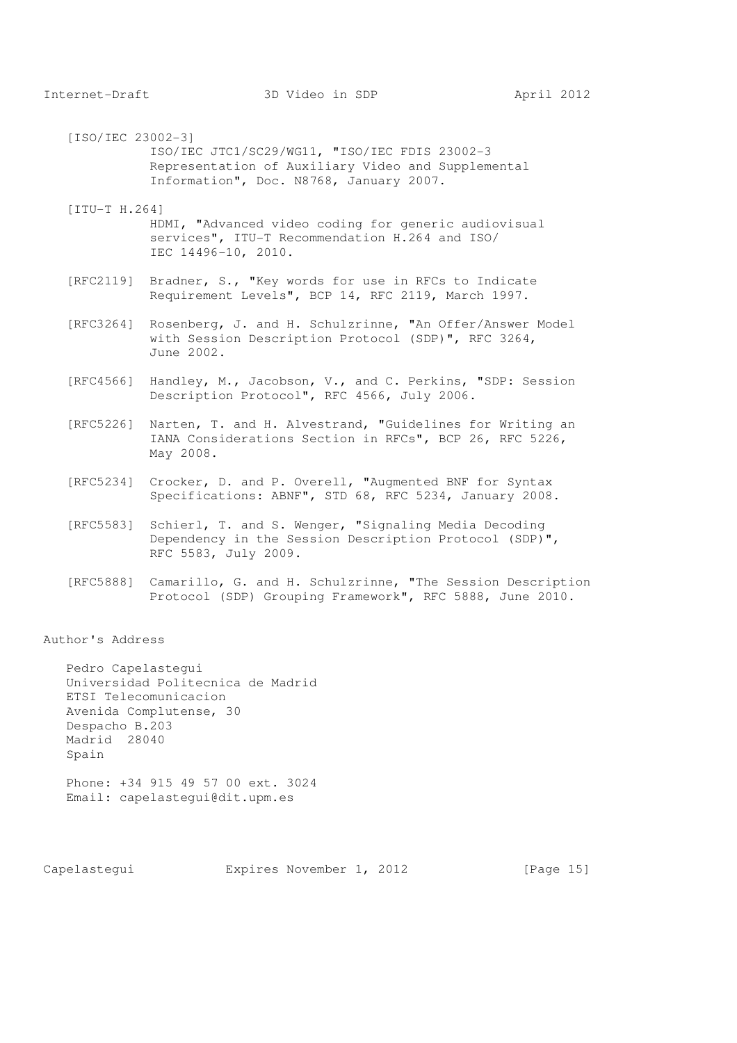[ISO/IEC 23002-3]
ISO/IEC JTC1/SC29/WG11, "ISO/IEC FDIS 23002-3 Representation of Auxiliary Video and Supplemental Information", Doc. N8768, January 2007.

[ITU-T H.264]
HDMI, "Advanced video coding for generic audiovisual services", ITU-T Recommendation H.264 and ISO/IEC 14496-10, 2010.

[RFC2119] Bradner, S., "Key words for use in RFCs to Indicate Requirement Levels", BCP 14, RFC 2119, March 1997.

[RFC3264] Rosenberg, J. and H. Schulzrinne, "An Offer/Answer Model with Session Description Protocol (SDP)", RFC 3264, June 2002.

[RFC4566] Handley, M., Jacobson, V., and C. Perkins, "SDP: Session Description Protocol", RFC 4566, July 2006.

[RFC5226] Narten, T. and H. Alvestrand, "Guidelines for Writing an IANA Considerations Section in RFCs", BCP 26, RFC 5226, May 2008.

[RFC5234] Crocker, D. and P. Overell, "Augmented BNF for Syntax Specifications: ABNF", STD 68, RFC 5234, January 2008.

[RFC5583] Schierl, T. and S. Wenger, "Signaling Media Decoding Dependency in the Session Description Protocol (SDP)", RFC 5583, July 2009.

[RFC5888] Camarillo, G. and H. Schulzrinne, "The Session Description Protocol (SDP) Grouping Framework", RFC 5888, June 2010.

# Author's Address

Pedro Capelastegui
Universidad Politecnica de Madrid
ETSI Telecomunicacion
Avenida Complutense, 30
Despacho B.203
Madrid 28040
Spain

Phone: +34 915 49 57 00 ext. 3024
Email: capelastegui@dit.upm.es